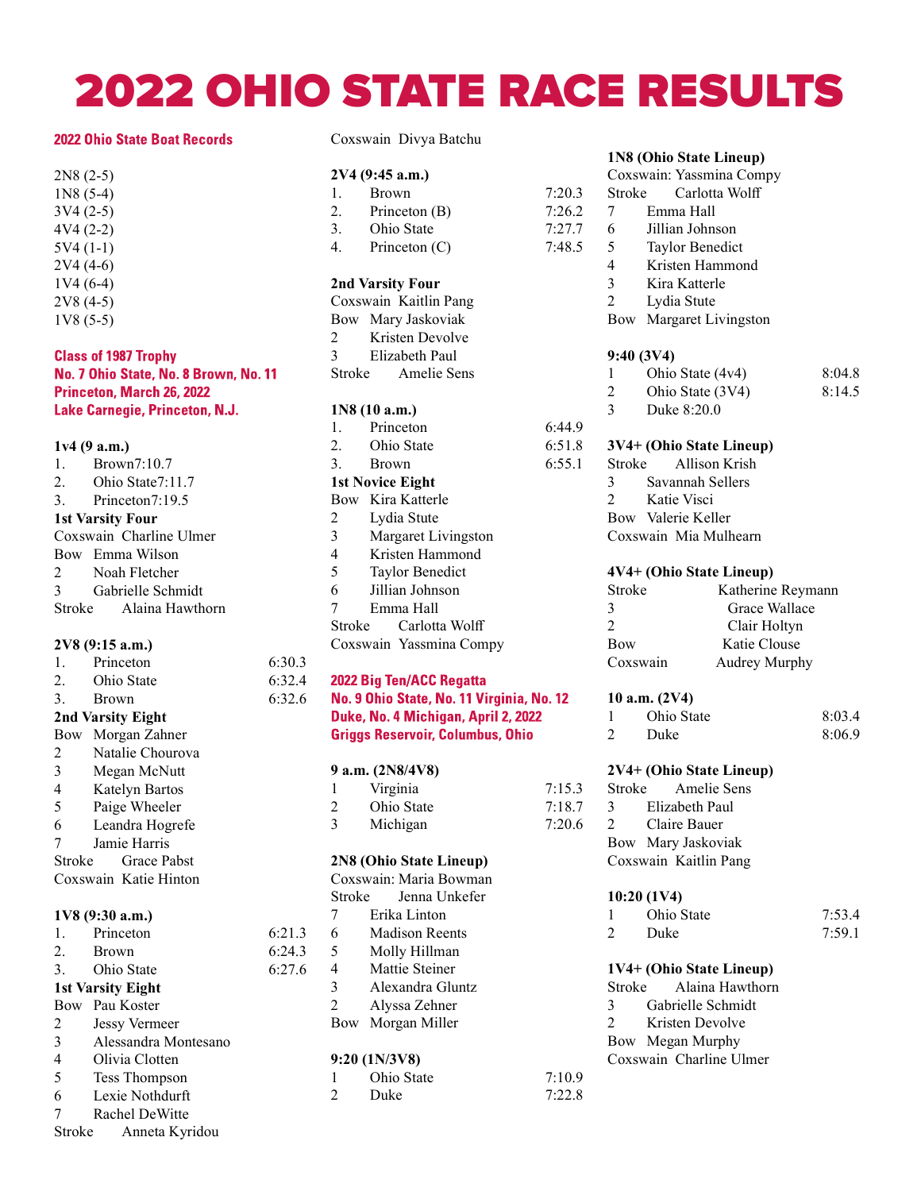# 2022 OHIO STATE RACE RESULTS

**2022 Ohio State Boat Records**

2N8 (2-5)
1N8 (5-4)
3V4 (2-5)
4V4 (2-2)
5V4 (1-1)
2V4 (4-6)
1V4 (6-4)
2V8 (4-5)
1V8 (5-5)

**Class of 1987 Trophy**
**No. 7 Ohio State, No. 8 Brown, No. 11 Princeton, March 26, 2022**
**Lake Carnegie, Princeton, N.J.**

**1v4 (9 a.m.)**

1. Brown7:10.7
2. Ohio State7:11.7
3. Princeton7:19.5

**1st Varsity Four**
Coxswain Charline Ulmer
Bow Emma Wilson
2 Noah Fletcher
3 Gabrielle Schmidt
Stroke Alaina Hawthorn

**2V8 (9:15 a.m.)**

| | | |
|---|---|---|
| 1. | Princeton | 6:30.3 |
| 2. | Ohio State | 6:32.4 |
| 3. | Brown | 6:32.6 |

**2nd Varsity Eight**
Bow Morgan Zahner
2 Natalie Chourova
3 Megan McNutt
4 Katelyn Bartos
5 Paige Wheeler
6 Leandra Hogrefe
7 Jamie Harris
Stroke Grace Pabst
Coxswain Katie Hinton

**1V8 (9:30 a.m.)**

| | | |
|---|---|---|
| 1. | Princeton | 6:21.3 |
| 2. | Brown | 6:24.3 |
| 3. | Ohio State | 6:27.6 |

**1st Varsity Eight**
Bow Pau Koster
2 Jessy Vermeer
3 Alessandra Montesano
4 Olivia Clotten
5 Tess Thompson
6 Lexie Nothdurft
7 Rachel DeWitte
Stroke Anneta Kyridou
Coxswain Divya Batchu

**2V4 (9:45 a.m.)**

| | | |
|---|---|---|
| 1. | Brown | 7:20.3 |
| 2. | Princeton (B) | 7:26.2 |
| 3. | Ohio State | 7:27.7 |
| 4. | Princeton (C) | 7:48.5 |

**2nd Varsity Four**
Coxswain Kaitlin Pang
Bow Mary Jaskoviak
2 Kristen Devolve
3 Elizabeth Paul
Stroke Amelie Sens

**1N8 (10 a.m.)**

| | | |
|---|---|---|
| 1. | Princeton | 6:44.9 |
| 2. | Ohio State | 6:51.8 |
| 3. | Brown | 6:55.1 |

**1st Novice Eight**
Bow Kira Katterle
2 Lydia Stute
3 Margaret Livingston
4 Kristen Hammond
5 Taylor Benedict
6 Jillian Johnson
7 Emma Hall
Stroke Carlotta Wolff
Coxswain Yassmina Compy

**2022 Big Ten/ACC Regatta**
**No. 9 Ohio State, No. 11 Virginia, No. 12 Duke, No. 4 Michigan, April 2, 2022**
**Griggs Reservoir, Columbus, Ohio**

**9 a.m. (2N8/4V8)**

| | | |
|---|---|---|
| 1 | Virginia | 7:15.3 |
| 2 | Ohio State | 7:18.7 |
| 3 | Michigan | 7:20.6 |

**2N8 (Ohio State Lineup)**
Coxswain: Maria Bowman
Stroke Jenna Unkefer
7 Erika Linton
6 Madison Reents
5 Molly Hillman
4 Mattie Steiner
3 Alexandra Gluntz
2 Alyssa Zehner
Bow Morgan Miller

**9:20 (1N/3V8)**

| | | |
|---|---|---|
| 1 | Ohio State | 7:10.9 |
| 2 | Duke | 7:22.8 |

**1N8 (Ohio State Lineup)**
Coxswain: Yassmina Compy
Stroke Carlotta Wolff
7 Emma Hall
6 Jillian Johnson
5 Taylor Benedict
4 Kristen Hammond
3 Kira Katterle
2 Lydia Stute
Bow Margaret Livingston

**9:40 (3V4)**

| | | |
|---|---|---|
| 1 | Ohio State (4v4) | 8:04.8 |
| 2 | Ohio State (3V4) | 8:14.5 |
| 3 | Duke 8:20.0 | |

**3V4+ (Ohio State Lineup)**
Stroke Allison Krish
3 Savannah Sellers
2 Katie Visci
Bow Valerie Keller
Coxswain Mia Mulhearn

**4V4+ (Ohio State Lineup)**
Stroke Katherine Reymann
3 Grace Wallace
2 Clair Holtyn
Bow Katie Clouse
Coxswain Audrey Murphy

**10 a.m. (2V4)**

| | | |
|---|---|---|
| 1 | Ohio State | 8:03.4 |
| 2 | Duke | 8:06.9 |

**2V4+ (Ohio State Lineup)**
Stroke Amelie Sens
3 Elizabeth Paul
2 Claire Bauer
Bow Mary Jaskoviak
Coxswain Kaitlin Pang

**10:20 (1V4)**

| | | |
|---|---|---|
| 1 | Ohio State | 7:53.4 |
| 2 | Duke | 7:59.1 |

**1V4+ (Ohio State Lineup)**
Stroke Alaina Hawthorn
3 Gabrielle Schmidt
2 Kristen Devolve
Bow Megan Murphy
Coxswain Charline Ulmer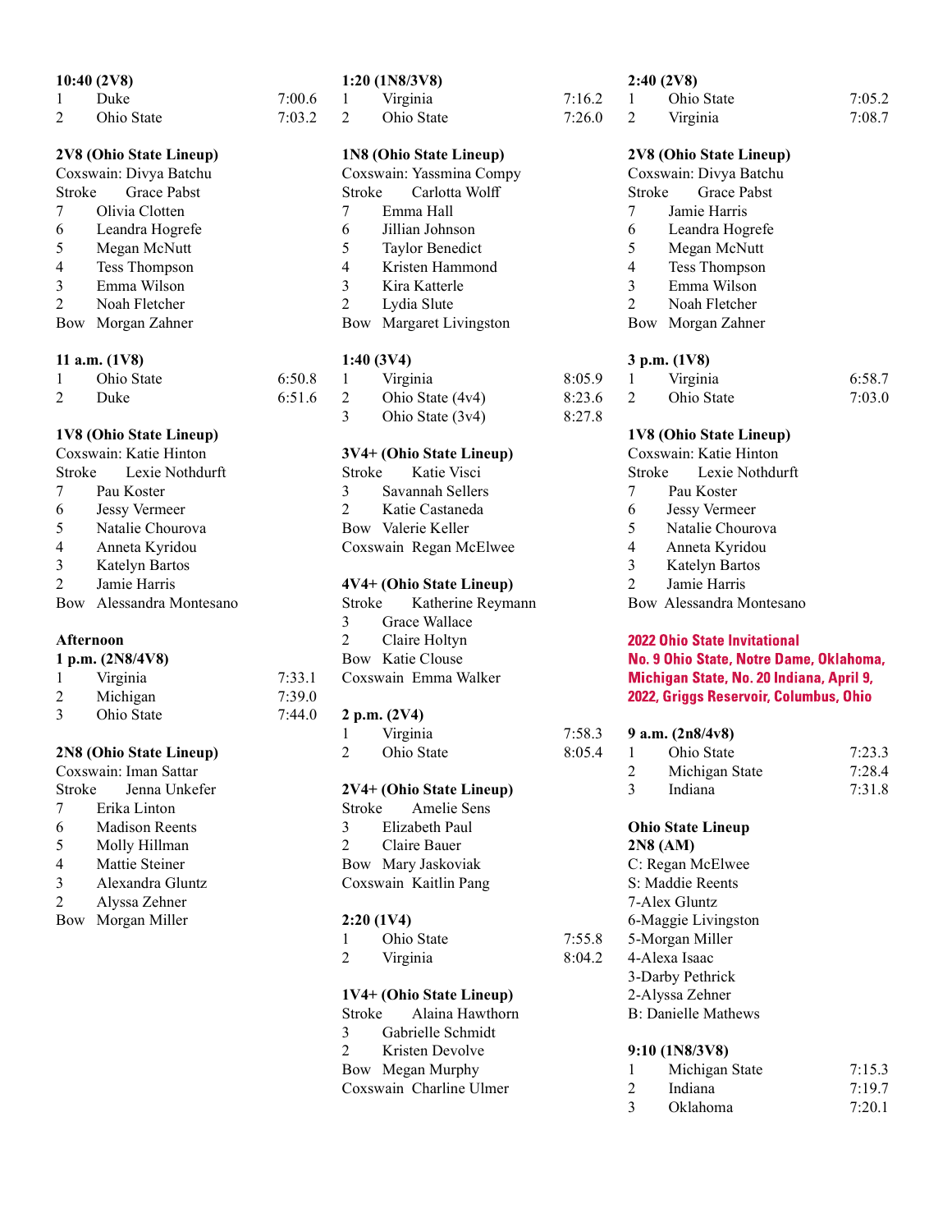**10:40 (2V8)**

| | | |
|---|---|---|
| 1 | Duke | 7:00.6 |
| 2 | Ohio State | 7:03.2 |

**2V8 (Ohio State Lineup)**

Coxswain: Divya Batchu
Stroke Grace Pabst
7 Olivia Clotten
6 Leandra Hogrefe
5 Megan McNutt
4 Tess Thompson
3 Emma Wilson
2 Noah Fletcher
Bow Morgan Zahner

**11 a.m. (1V8)**

| | | |
|---|---|---|
| 1 | Ohio State | 6:50.8 |
| 2 | Duke | 6:51.6 |

**1V8 (Ohio State Lineup)**

Coxswain: Katie Hinton
Stroke Lexie Nothdurft
7 Pau Koster
6 Jessy Vermeer
5 Natalie Chourova
4 Anneta Kyridou
3 Katelyn Bartos
2 Jamie Harris
Bow Alessandra Montesano

**Afternoon**

**1 p.m. (2N8/4V8)**

| | | |
|---|---|---|
| 1 | Virginia | 7:33.1 |
| 2 | Michigan | 7:39.0 |
| 3 | Ohio State | 7:44.0 |

**2N8 (Ohio State Lineup)**

Coxswain: Iman Sattar
Stroke Jenna Unkefer
7 Erika Linton
6 Madison Reents
5 Molly Hillman
4 Mattie Steiner
3 Alexandra Gluntz
2 Alyssa Zehner
Bow Morgan Miller

**1:20 (1N8/3V8)**

| | | |
|---|---|---|
| 1 | Virginia | 7:16.2 |
| 2 | Ohio State | 7:26.0 |

**1N8 (Ohio State Lineup)**

Coxswain: Yassmina Compy
Stroke Carlotta Wolff
7 Emma Hall
6 Jillian Johnson
5 Taylor Benedict
4 Kristen Hammond
3 Kira Katterle
2 Lydia Slute
Bow Margaret Livingston

**1:40 (3V4)**

| | | |
|---|---|---|
| 1 | Virginia | 8:05.9 |
| 2 | Ohio State (4v4) | 8:23.6 |
| 3 | Ohio State (3v4) | 8:27.8 |

**3V4+ (Ohio State Lineup)**

Stroke Katie Visci
3 Savannah Sellers
2 Katie Castaneda
Bow Valerie Keller
Coxswain Regan McElwee

**4V4+ (Ohio State Lineup)**

Stroke Katherine Reymann
3 Grace Wallace
2 Claire Holtyn
Bow Katie Clouse
Coxswain Emma Walker

**2 p.m. (2V4)**

| | | |
|---|---|---|
| 1 | Virginia | 7:58.3 |
| 2 | Ohio State | 8:05.4 |

**2V4+ (Ohio State Lineup)**

Stroke Amelie Sens
3 Elizabeth Paul
2 Claire Bauer
Bow Mary Jaskoviak
Coxswain Kaitlin Pang

**2:20 (1V4)**

| | | |
|---|---|---|
| 1 | Ohio State | 7:55.8 |
| 2 | Virginia | 8:04.2 |

**1V4+ (Ohio State Lineup)**

Stroke Alaina Hawthorn
3 Gabrielle Schmidt
2 Kristen Devolve
Bow Megan Murphy
Coxswain Charline Ulmer

**2:40 (2V8)**

| | | |
|---|---|---|
| 1 | Ohio State | 7:05.2 |
| 2 | Virginia | 7:08.7 |

**2V8 (Ohio State Lineup)**

Coxswain: Divya Batchu
Stroke Grace Pabst
7 Jamie Harris
6 Leandra Hogrefe
5 Megan McNutt
4 Tess Thompson
3 Emma Wilson
2 Noah Fletcher
Bow Morgan Zahner

**3 p.m. (1V8)**

| | | |
|---|---|---|
| 1 | Virginia | 6:58.7 |
| 2 | Ohio State | 7:03.0 |

**1V8 (Ohio State Lineup)**

Coxswain: Katie Hinton
Stroke Lexie Nothdurft
7 Pau Koster
6 Jessy Vermeer
5 Natalie Chourova
4 Anneta Kyridou
3 Katelyn Bartos
2 Jamie Harris
Bow Alessandra Montesano

## 2022 Ohio State Invitational
## No. 9 Ohio State, Notre Dame, Oklahoma, Michigan State, No. 20 Indiana, April 9, 2022, Griggs Reservoir, Columbus, Ohio

**9 a.m. (2n8/4v8)**

| | | |
|---|---|---|
| 1 | Ohio State | 7:23.3 |
| 2 | Michigan State | 7:28.4 |
| 3 | Indiana | 7:31.8 |

**Ohio State Lineup**
**2N8 (AM)**

C: Regan McElwee
S: Maddie Reents
7-Alex Gluntz
6-Maggie Livingston
5-Morgan Miller
4-Alexa Isaac
3-Darby Pethrick
2-Alyssa Zehner
B: Danielle Mathews

**9:10 (1N8/3V8)**

| | | |
|---|---|---|
| 1 | Michigan State | 7:15.3 |
| 2 | Indiana | 7:19.7 |
| 3 | Oklahoma | 7:20.1 |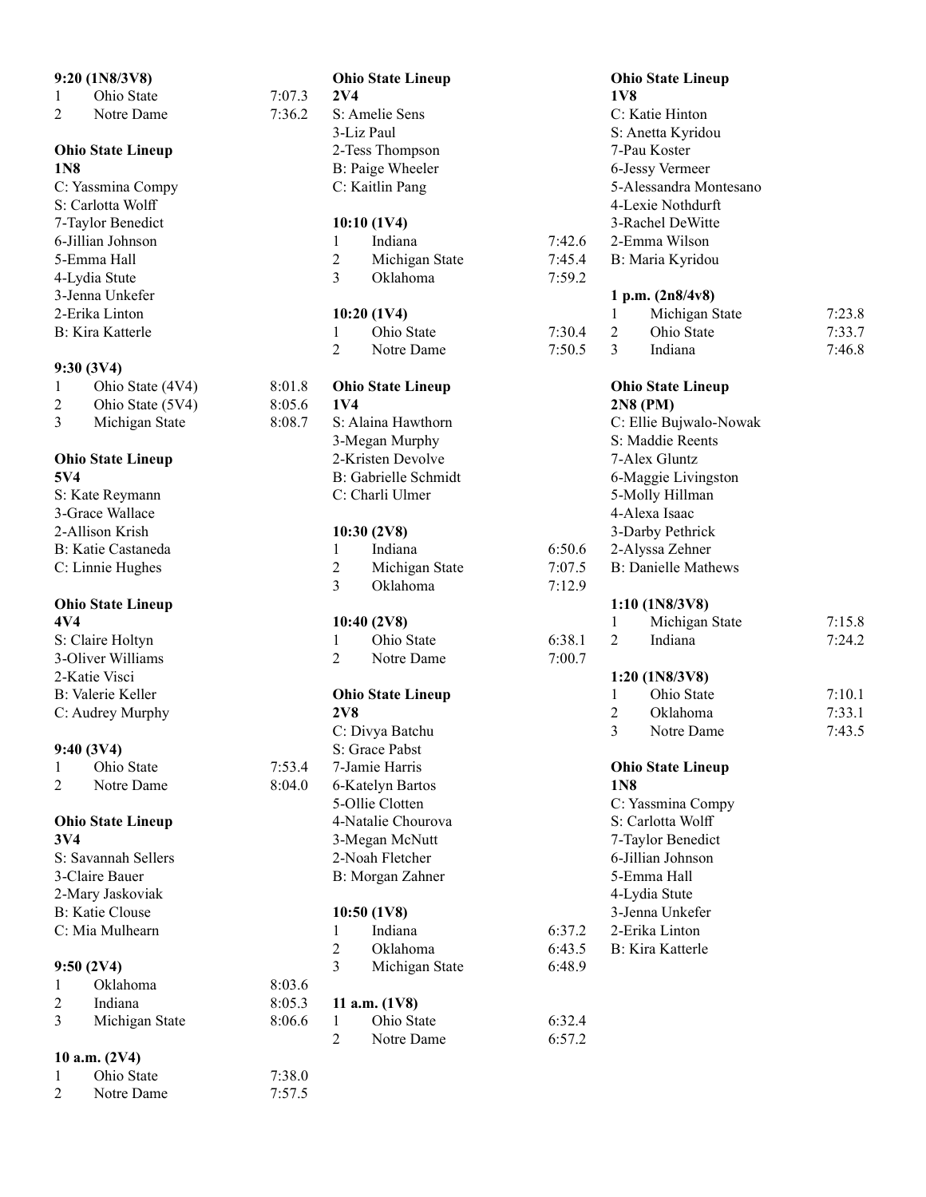**9:20 (1N8/3V8)**

| | | |
|---|---|---|
| 1 | Ohio State | 7:07.3 |
| 2 | Notre Dame | 7:36.2 |

**Ohio State Lineup**
**1N8**
C: Yassmina Compy
S: Carlotta Wolff
7-Taylor Benedict
6-Jillian Johnson
5-Emma Hall
4-Lydia Stute
3-Jenna Unkefer
2-Erika Linton
B: Kira Katterle

**9:30 (3V4)**

| | | |
|---|---|---|
| 1 | Ohio State (4V4) | 8:01.8 |
| 2 | Ohio State (5V4) | 8:05.6 |
| 3 | Michigan State | 8:08.7 |

**Ohio State Lineup**
**5V4**
S: Kate Reymann
3-Grace Wallace
2-Allison Krish
B: Katie Castaneda
C: Linnie Hughes

**Ohio State Lineup**
**4V4**
S: Claire Holtyn
3-Oliver Williams
2-Katie Visci
B: Valerie Keller
C: Audrey Murphy

**9:40 (3V4)**

| | | |
|---|---|---|
| 1 | Ohio State | 7:53.4 |
| 2 | Notre Dame | 8:04.0 |

**Ohio State Lineup**
**3V4**
S: Savannah Sellers
3-Claire Bauer
2-Mary Jaskoviak
B: Katie Clouse
C: Mia Mulhearn

**9:50 (2V4)**

| | | |
|---|---|---|
| 1 | Oklahoma | 8:03.6 |
| 2 | Indiana | 8:05.3 |
| 3 | Michigan State | 8:06.6 |

**10 a.m. (2V4)**

| | | |
|---|---|---|
| 1 | Ohio State | 7:38.0 |
| 2 | Notre Dame | 7:57.5 |

**Ohio State Lineup**
**2V4**
S: Amelie Sens
3-Liz Paul
2-Tess Thompson
B: Paige Wheeler
C: Kaitlin Pang

**10:10 (1V4)**

| | | |
|---|---|---|
| 1 | Indiana | 7:42.6 |
| 2 | Michigan State | 7:45.4 |
| 3 | Oklahoma | 7:59.2 |

**10:20 (1V4)**

| | | |
|---|---|---|
| 1 | Ohio State | 7:30.4 |
| 2 | Notre Dame | 7:50.5 |

**Ohio State Lineup**
**1V4**
S: Alaina Hawthorn
3-Megan Murphy
2-Kristen Devolve
B: Gabrielle Schmidt
C: Charli Ulmer

**10:30 (2V8)**

| | | |
|---|---|---|
| 1 | Indiana | 6:50.6 |
| 2 | Michigan State | 7:07.5 |
| 3 | Oklahoma | 7:12.9 |

**10:40 (2V8)**

| | | |
|---|---|---|
| 1 | Ohio State | 6:38.1 |
| 2 | Notre Dame | 7:00.7 |

**Ohio State Lineup**
**2V8**
C: Divya Batchu
S: Grace Pabst
7-Jamie Harris
6-Katelyn Bartos
5-Ollie Clotten
4-Natalie Chourova
3-Megan McNutt
2-Noah Fletcher
B: Morgan Zahner

**10:50 (1V8)**

| | | |
|---|---|---|
| 1 | Indiana | 6:37.2 |
| 2 | Oklahoma | 6:43.5 |
| 3 | Michigan State | 6:48.9 |

**11 a.m. (1V8)**

| | | |
|---|---|---|
| 1 | Ohio State | 6:32.4 |
| 2 | Notre Dame | 6:57.2 |

**Ohio State Lineup**
**1V8**
C: Katie Hinton
S: Anetta Kyridou
7-Pau Koster
6-Jessy Vermeer
5-Alessandra Montesano
4-Lexie Nothdurft
3-Rachel DeWitte
2-Emma Wilson
B: Maria Kyridou

**1 p.m. (2n8/4v8)**

| | | |
|---|---|---|
| 1 | Michigan State | 7:23.8 |
| 2 | Ohio State | 7:33.7 |
| 3 | Indiana | 7:46.8 |

**Ohio State Lineup**
**2N8 (PM)**
C: Ellie Bujwalo-Nowak
S: Maddie Reents
7-Alex Gluntz
6-Maggie Livingston
5-Molly Hillman
4-Alexa Isaac
3-Darby Pethrick
2-Alyssa Zehner
B: Danielle Mathews

**1:10 (1N8/3V8)**

| | | |
|---|---|---|
| 1 | Michigan State | 7:15.8 |
| 2 | Indiana | 7:24.2 |

**1:20 (1N8/3V8)**

| | | |
|---|---|---|
| 1 | Ohio State | 7:10.1 |
| 2 | Oklahoma | 7:33.1 |
| 3 | Notre Dame | 7:43.5 |

**Ohio State Lineup**
**1N8**
C: Yassmina Compy
S: Carlotta Wolff
7-Taylor Benedict
6-Jillian Johnson
5-Emma Hall
4-Lydia Stute
3-Jenna Unkefer
2-Erika Linton
B: Kira Katterle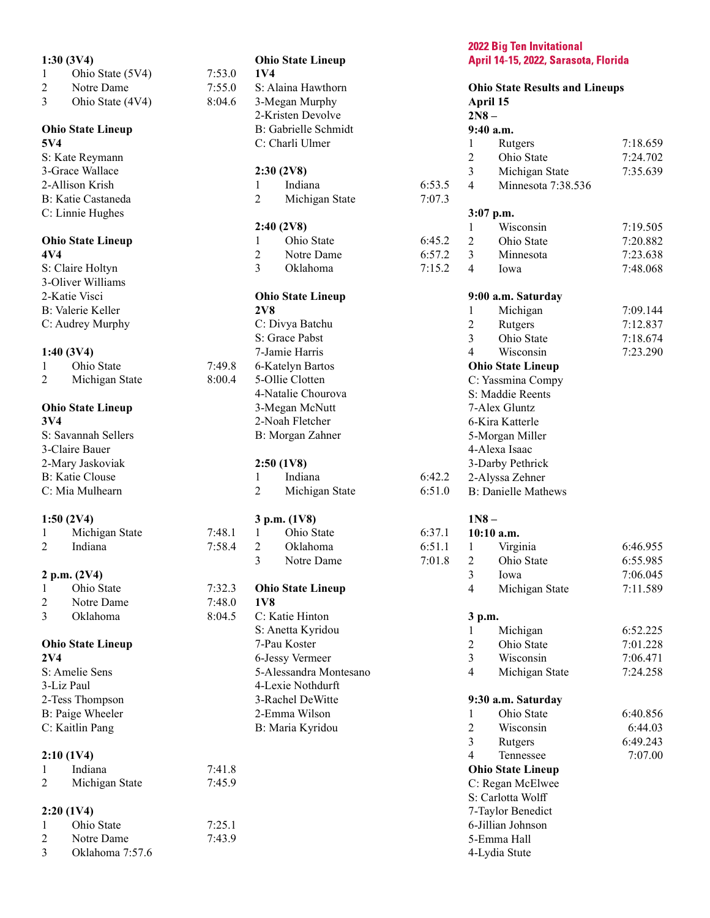**1:30 (3V4)**

| | | |
|---|---|---|
| 1 | Ohio State (5V4) | 7:53.0 |
| 2 | Notre Dame | 7:55.0 |
| 3 | Ohio State (4V4) | 8:04.6 |

**Ohio State Lineup**
**5V4**
S: Kate Reymann
3-Grace Wallace
2-Allison Krish
B: Katie Castaneda
C: Linnie Hughes

**Ohio State Lineup**
**4V4**
S: Claire Holtyn
3-Oliver Williams
2-Katie Visci
B: Valerie Keller
C: Audrey Murphy

**1:40 (3V4)**

| | | |
|---|---|---|
| 1 | Ohio State | 7:49.8 |
| 2 | Michigan State | 8:00.4 |

**Ohio State Lineup**
**3V4**
S: Savannah Sellers
3-Claire Bauer
2-Mary Jaskoviak
B: Katie Clouse
C: Mia Mulhearn

**1:50 (2V4)**

| | | |
|---|---|---|
| 1 | Michigan State | 7:48.1 |
| 2 | Indiana | 7:58.4 |

**2 p.m. (2V4)**

| | | |
|---|---|---|
| 1 | Ohio State | 7:32.3 |
| 2 | Notre Dame | 7:48.0 |
| 3 | Oklahoma | 8:04.5 |

**Ohio State Lineup**
**2V4**
S: Amelie Sens
3-Liz Paul
2-Tess Thompson
B: Paige Wheeler
C: Kaitlin Pang

**2:10 (1V4)**

| | | |
|---|---|---|
| 1 | Indiana | 7:41.8 |
| 2 | Michigan State | 7:45.9 |

**2:20 (1V4)**

| | | |
|---|---|---|
| 1 | Ohio State | 7:25.1 |
| 2 | Notre Dame | 7:43.9 |
| 3 | Oklahoma | 7:57.6 |

**Ohio State Lineup**
**1V4**
S: Alaina Hawthorn
3-Megan Murphy
2-Kristen Devolve
B: Gabrielle Schmidt
C: Charli Ulmer

**2:30 (2V8)**

| | | |
|---|---|---|
| 1 | Indiana | 6:53.5 |
| 2 | Michigan State | 7:07.3 |

**2:40 (2V8)**

| | | |
|---|---|---|
| 1 | Ohio State | 6:45.2 |
| 2 | Notre Dame | 6:57.2 |
| 3 | Oklahoma | 7:15.2 |

**Ohio State Lineup**
**2V8**
C: Divya Batchu
S: Grace Pabst
7-Jamie Harris
6-Katelyn Bartos
5-Ollie Clotten
4-Natalie Chourova
3-Megan McNutt
2-Noah Fletcher
B: Morgan Zahner

**2:50 (1V8)**

| | | |
|---|---|---|
| 1 | Indiana | 6:42.2 |
| 2 | Michigan State | 6:51.0 |

**3 p.m. (1V8)**

| | | |
|---|---|---|
| 1 | Ohio State | 6:37.1 |
| 2 | Oklahoma | 6:51.1 |
| 3 | Notre Dame | 7:01.8 |

**Ohio State Lineup**
**1V8**
C: Katie Hinton
S: Anetta Kyridou
7-Pau Koster
6-Jessy Vermeer
5-Alessandra Montesano
4-Lexie Nothdurft
3-Rachel DeWitte
2-Emma Wilson
B: Maria Kyridou

## 2022 Big Ten Invitational
## April 14-15, 2022, Sarasota, Florida

**Ohio State Results and Lineups**
**April 15**
**2N8 –**
**9:40 a.m.**

| | | |
|---|---|---|
| 1 | Rutgers | 7:18.659 |
| 2 | Ohio State | 7:24.702 |
| 3 | Michigan State | 7:35.639 |
| 4 | Minnesota | 7:38.536 |

**3:07 p.m.**

| | | |
|---|---|---|
| 1 | Wisconsin | 7:19.505 |
| 2 | Ohio State | 7:20.882 |
| 3 | Minnesota | 7:23.638 |
| 4 | Iowa | 7:48.068 |

**9:00 a.m. Saturday**

| | | |
|---|---|---|
| 1 | Michigan | 7:09.144 |
| 2 | Rutgers | 7:12.837 |
| 3 | Ohio State | 7:18.674 |
| 4 | Wisconsin | 7:23.290 |

**Ohio State Lineup**
C: Yassmina Compy
S: Maddie Reents
7-Alex Gluntz
6-Kira Katterle
5-Morgan Miller
4-Alexa Isaac
3-Darby Pethrick
2-Alyssa Zehner
B: Danielle Mathews

**1N8 –**
**10:10 a.m.**

| | | |
|---|---|---|
| 1 | Virginia | 6:46.955 |
| 2 | Ohio State | 6:55.985 |
| 3 | Iowa | 7:06.045 |
| 4 | Michigan State | 7:11.589 |

**3 p.m.**

| | | |
|---|---|---|
| 1 | Michigan | 6:52.225 |
| 2 | Ohio State | 7:01.228 |
| 3 | Wisconsin | 7:06.471 |
| 4 | Michigan State | 7:24.258 |

**9:30 a.m. Saturday**

| | | |
|---|---|---|
| 1 | Ohio State | 6:40.856 |
| 2 | Wisconsin | 6:44.03 |
| 3 | Rutgers | 6:49.243 |
| 4 | Tennessee | 7:07.00 |

**Ohio State Lineup**
C: Regan McElwee
S: Carlotta Wolff
7-Taylor Benedict
6-Jillian Johnson
5-Emma Hall
4-Lydia Stute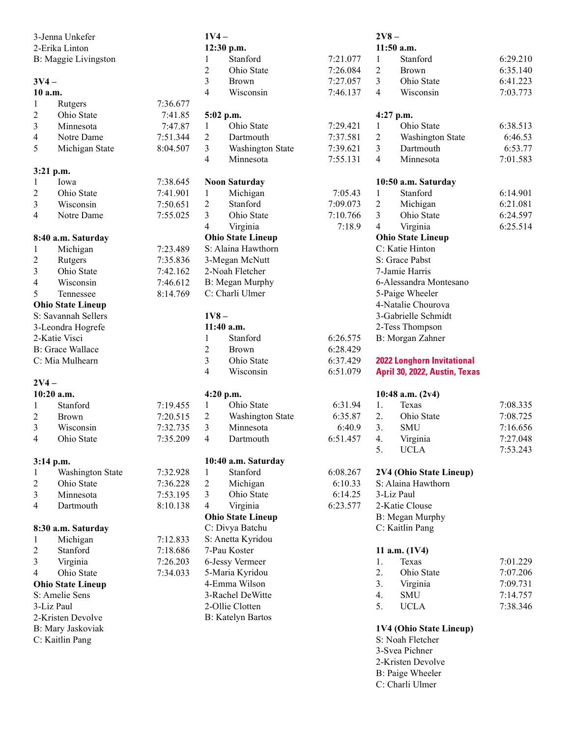3-Jenna Unkefer
2-Erika Linton
B: Maggie Livingston

**3V4 –**
**10 a.m.**

| | | |
|---|---|---|
| 1 | Rutgers | 7:36.677 |
| 2 | Ohio State | 7:41.85 |
| 3 | Minnesota | 7:47.87 |
| 4 | Notre Dame | 7:51.344 |
| 5 | Michigan State | 8:04.507 |

**3:21 p.m.**

| | | |
|---|---|---|
| 1 | Iowa | 7:38.645 |
| 2 | Ohio State | 7:41.901 |
| 3 | Wisconsin | 7:50.651 |
| 4 | Notre Dame | 7:55.025 |

**8:40 a.m. Saturday**

| | | |
|---|---|---|
| 1 | Michigan | 7:23.489 |
| 2 | Rutgers | 7:35.836 |
| 3 | Ohio State | 7:42.162 |
| 4 | Wisconsin | 7:46.612 |
| 5 | Tennessee | 8:14.769 |

**Ohio State Lineup**
S: Savannah Sellers
3-Leondra Hogrefe
2-Katie Visci
B: Grace Wallace
C: Mia Mulhearn

**2V4 –**
**10:20 a.m.**

| | | |
|---|---|---|
| 1 | Stanford | 7:19.455 |
| 2 | Brown | 7:20.515 |
| 3 | Wisconsin | 7:32.735 |
| 4 | Ohio State | 7:35.209 |

**3:14 p.m.**

| | | |
|---|---|---|
| 1 | Washington State | 7:32.928 |
| 2 | Ohio State | 7:36.228 |
| 3 | Minnesota | 7:53.195 |
| 4 | Dartmouth | 8:10.138 |

**8:30 a.m. Saturday**

| | | |
|---|---|---|
| 1 | Michigan | 7:12.833 |
| 2 | Stanford | 7:18.686 |
| 3 | Virginia | 7:26.203 |
| 4 | Ohio State | 7:34.033 |

**Ohio State Lineup**
S: Amelie Sens
3-Liz Paul
2-Kristen Devolve
B: Mary Jaskoviak
C: Kaitlin Pang

**1V4 –**
**12:30 p.m.**

| | | |
|---|---|---|
| 1 | Stanford | 7:21.077 |
| 2 | Ohio State | 7:26.084 |
| 3 | Brown | 7:27.057 |
| 4 | Wisconsin | 7:46.137 |

**5:02 p.m.**

| | | |
|---|---|---|
| 1 | Ohio State | 7:29.421 |
| 2 | Dartmouth | 7:37.581 |
| 3 | Washington State | 7:39.621 |
| 4 | Minnesota | 7:55.131 |

**Noon Saturday**

| | | |
|---|---|---|
| 1 | Michigan | 7:05.43 |
| 2 | Stanford | 7:09.073 |
| 3 | Ohio State | 7:10.766 |
| 4 | Virginia | 7:18.9 |

**Ohio State Lineup**
S: Alaina Hawthorn
3-Megan McNutt
2-Noah Fletcher
B: Megan Murphy
C: Charli Ulmer

**1V8 –**
**11:40 a.m.**

| | | |
|---|---|---|
| 1 | Stanford | 6:26.575 |
| 2 | Brown | 6:28.429 |
| 3 | Ohio State | 6:37.429 |
| 4 | Wisconsin | 6:51.079 |

**4:20 p.m.**

| | | |
|---|---|---|
| 1 | Ohio State | 6:31.94 |
| 2 | Washington State | 6:35.87 |
| 3 | Minnesota | 6:40.9 |
| 4 | Dartmouth | 6:51.457 |

**10:40 a.m. Saturday**

| | | |
|---|---|---|
| 1 | Stanford | 6:08.267 |
| 2 | Michigan | 6:10.33 |
| 3 | Ohio State | 6:14.25 |
| 4 | Virginia | 6:23.577 |

**Ohio State Lineup**
C: Divya Batchu
S: Anetta Kyridou
7-Pau Koster
6-Jessy Vermeer
5-Maria Kyridou
4-Emma Wilson
3-Rachel DeWitte
2-Ollie Clotten
B: Katelyn Bartos

**2V8 –**
**11:50 a.m.**

| | | |
|---|---|---|
| 1 | Stanford | 6:29.210 |
| 2 | Brown | 6:35.140 |
| 3 | Ohio State | 6:41.223 |
| 4 | Wisconsin | 7:03.773 |

**4:27 p.m.**

| | | |
|---|---|---|
| 1 | Ohio State | 6:38.513 |
| 2 | Washington State | 6:46.53 |
| 3 | Dartmouth | 6:53.77 |
| 4 | Minnesota | 7:01.583 |

**10:50 a.m. Saturday**

| | | |
|---|---|---|
| 1 | Stanford | 6:14.901 |
| 2 | Michigan | 6:21.081 |
| 3 | Ohio State | 6:24.597 |
| 4 | Virginia | 6:25.514 |

**Ohio State Lineup**
C: Katie Hinton
S: Grace Pabst
7-Jamie Harris
6-Alessandra Montesano
5-Paige Wheeler
4-Natalie Chourova
3-Gabrielle Schmidt
2-Tess Thompson
B: Morgan Zahner

## 2022 Longhorn Invitational
## April 30, 2022, Austin, Texas

**10:48 a.m. (2v4)**

| | | |
|---|---|---|
| 1. | Texas | 7:08.335 |
| 2. | Ohio State | 7:08.725 |
| 3. | SMU | 7:16.656 |
| 4. | Virginia | 7:27.048 |
| 5. | UCLA | 7:53.243 |

**2V4 (Ohio State Lineup)**
S: Alaina Hawthorn
3-Liz Paul
2-Katie Clouse
B: Megan Murphy
C: Kaitlin Pang

**11 a.m. (1V4)**

| | | |
|---|---|---|
| 1. | Texas | 7:01.229 |
| 2. | Ohio State | 7:07.206 |
| 3. | Virginia | 7:09.731 |
| 4. | SMU | 7:14.757 |
| 5. | UCLA | 7:38.346 |

**1V4 (Ohio State Lineup)**
S: Noah Fletcher
3-Svea Pichner
2-Kristen Devolve
B: Paige Wheeler
C: Charli Ulmer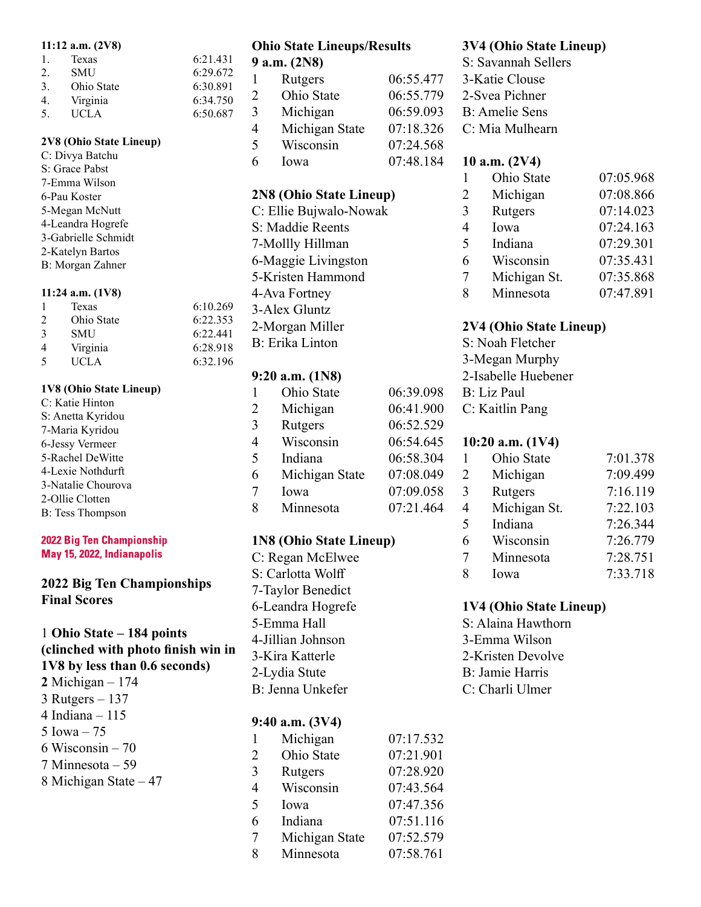**11:12 a.m. (2V8)**

| | | |
|---|---|---|
| 1. | Texas | 6:21.431 |
| 2. | SMU | 6:29.672 |
| 3. | Ohio State | 6:30.891 |
| 4. | Virginia | 6:34.750 |
| 5. | UCLA | 6:50.687 |

**2V8 (Ohio State Lineup)**
C: Divya Batchu
S: Grace Pabst
7-Emma Wilson
6-Pau Koster
5-Megan McNutt
4-Leandra Hogrefe
3-Gabrielle Schmidt
2-Katelyn Bartos
B: Morgan Zahner

**11:24 a.m. (1V8)**

| | | |
|---|---|---|
| 1 | Texas | 6:10.269 |
| 2 | Ohio State | 6:22.353 |
| 3 | SMU | 6:22.441 |
| 4 | Virginia | 6:28.918 |
| 5 | UCLA | 6:32.196 |

**1V8 (Ohio State Lineup)**
C: Katie Hinton
S: Anetta Kyridou
7-Maria Kyridou
6-Jessy Vermeer
5-Rachel DeWitte
4-Lexie Nothdurft
3-Natalie Chourova
2-Ollie Clotten
B: Tess Thompson

**2022 Big Ten Championship**
**May 15, 2022, Indianapolis**

## 2022 Big Ten Championships Final Scores

1 **Ohio State – 184 points (clinched with photo finish win in 1V8 by less than 0.6 seconds)**
**2** Michigan – 174
3 Rutgers – 137
4 Indiana – 115
5 Iowa – 75
6 Wisconsin – 70
7 Minnesota – 59
8 Michigan State – 47

## Ohio State Lineups/Results

**9 a.m. (2N8)**

| | | |
|---|---|---|
| 1 | Rutgers | 06:55.477 |
| 2 | Ohio State | 06:55.779 |
| 3 | Michigan | 06:59.093 |
| 4 | Michigan State | 07:18.326 |
| 5 | Wisconsin | 07:24.568 |
| 6 | Iowa | 07:48.184 |

**2N8 (Ohio State Lineup)**
C: Ellie Bujwalo-Nowak
S: Maddie Reents
7-Mollly Hillman
6-Maggie Livingston
5-Kristen Hammond
4-Ava Fortney
3-Alex Gluntz
2-Morgan Miller
B: Erika Linton

**9:20 a.m. (1N8)**

| | | |
|---|---|---|
| 1 | Ohio State | 06:39.098 |
| 2 | Michigan | 06:41.900 |
| 3 | Rutgers | 06:52.529 |
| 4 | Wisconsin | 06:54.645 |
| 5 | Indiana | 06:58.304 |
| 6 | Michigan State | 07:08.049 |
| 7 | Iowa | 07:09.058 |
| 8 | Minnesota | 07:21.464 |

**1N8 (Ohio State Lineup)**
C: Regan McElwee
S: Carlotta Wolff
7-Taylor Benedict
6-Leandra Hogrefe
5-Emma Hall
4-Jillian Johnson
3-Kira Katterle
2-Lydia Stute
B: Jenna Unkefer

**9:40 a.m. (3V4)**

| | | |
|---|---|---|
| 1 | Michigan | 07:17.532 |
| 2 | Ohio State | 07:21.901 |
| 3 | Rutgers | 07:28.920 |
| 4 | Wisconsin | 07:43.564 |
| 5 | Iowa | 07:47.356 |
| 6 | Indiana | 07:51.116 |
| 7 | Michigan State | 07:52.579 |
| 8 | Minnesota | 07:58.761 |

**3V4 (Ohio State Lineup)**
S: Savannah Sellers
3-Katie Clouse
2-Svea Pichner
B: Amelie Sens
C: Mia Mulhearn

**10 a.m. (2V4)**

| | | |
|---|---|---|
| 1 | Ohio State | 07:05.968 |
| 2 | Michigan | 07:08.866 |
| 3 | Rutgers | 07:14.023 |
| 4 | Iowa | 07:24.163 |
| 5 | Indiana | 07:29.301 |
| 6 | Wisconsin | 07:35.431 |
| 7 | Michigan St. | 07:35.868 |
| 8 | Minnesota | 07:47.891 |

**2V4 (Ohio State Lineup)**
S: Noah Fletcher
3-Megan Murphy
2-Isabelle Huebener
B: Liz Paul
C: Kaitlin Pang

**10:20 a.m. (1V4)**

| | | |
|---|---|---|
| 1 | Ohio State | 7:01.378 |
| 2 | Michigan | 7:09.499 |
| 3 | Rutgers | 7:16.119 |
| 4 | Michigan St. | 7:22.103 |
| 5 | Indiana | 7:26.344 |
| 6 | Wisconsin | 7:26.779 |
| 7 | Minnesota | 7:28.751 |
| 8 | Iowa | 7:33.718 |

**1V4 (Ohio State Lineup)**
S: Alaina Hawthorn
3-Emma Wilson
2-Kristen Devolve
B: Jamie Harris
C: Charli Ulmer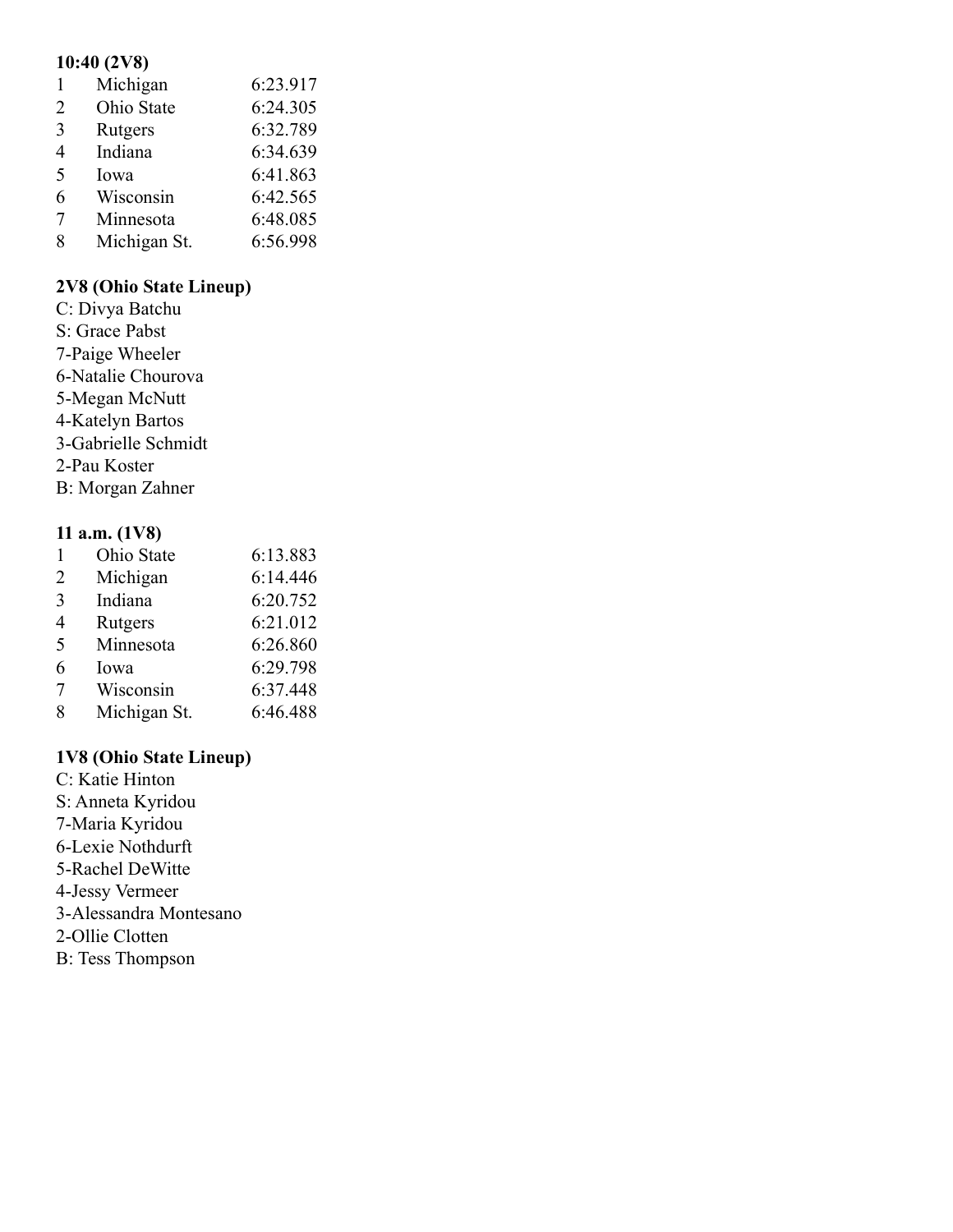**10:40 (2V8)**

| | | |
|---|---|---|
| 1 | Michigan | 6:23.917 |
| 2 | Ohio State | 6:24.305 |
| 3 | Rutgers | 6:32.789 |
| 4 | Indiana | 6:34.639 |
| 5 | Iowa | 6:41.863 |
| 6 | Wisconsin | 6:42.565 |
| 7 | Minnesota | 6:48.085 |
| 8 | Michigan St. | 6:56.998 |

**2V8 (Ohio State Lineup)**

C: Divya Batchu
S: Grace Pabst
7-Paige Wheeler
6-Natalie Chourova
5-Megan McNutt
4-Katelyn Bartos
3-Gabrielle Schmidt
2-Pau Koster
B: Morgan Zahner

**11 a.m. (1V8)**

| | | |
|---|---|---|
| 1 | Ohio State | 6:13.883 |
| 2 | Michigan | 6:14.446 |
| 3 | Indiana | 6:20.752 |
| 4 | Rutgers | 6:21.012 |
| 5 | Minnesota | 6:26.860 |
| 6 | Iowa | 6:29.798 |
| 7 | Wisconsin | 6:37.448 |
| 8 | Michigan St. | 6:46.488 |

**1V8 (Ohio State Lineup)**

C: Katie Hinton
S: Anneta Kyridou
7-Maria Kyridou
6-Lexie Nothdurft
5-Rachel DeWitte
4-Jessy Vermeer
3-Alessandra Montesano
2-Ollie Clotten
B: Tess Thompson